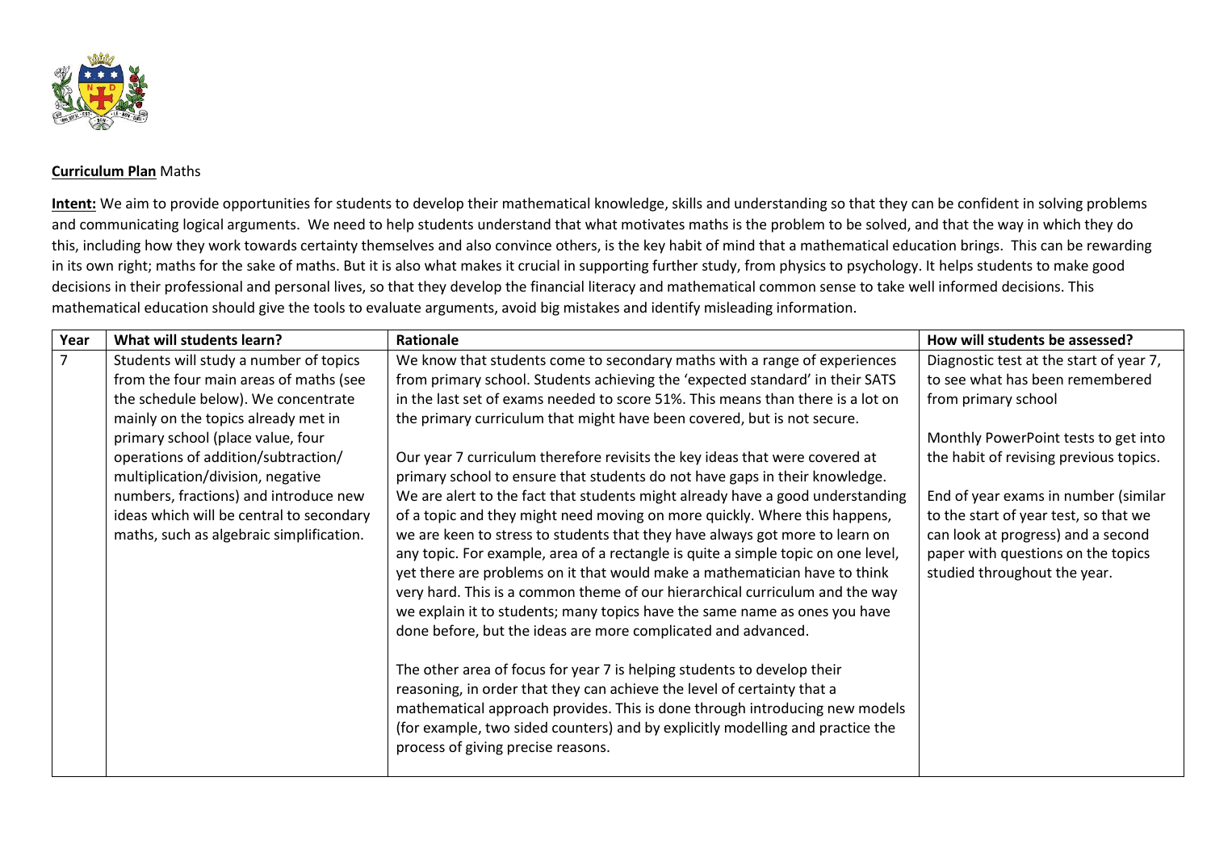**Curriculum Plan** Maths

**Intent:** We aim to provide opportunities for students to develop their mathematical knowledge, skills and understanding so that they can be confident in solving problems and communicating logical arguments. We need to help students understand that what motivates maths is the problem to be solved, and that the way in which they do this, including how they work towards certainty themselves and also convince others, is the key habit of mind that a mathematical education brings. This can be rewarding in its own right; maths for the sake of maths. But it is also what makes it crucial in supporting further study, from physics to psychology. It helps students to make good decisions in their professional and personal lives, so that they develop the financial literacy and mathematical common sense to take well informed decisions. This mathematical education should give the tools to evaluate arguments, avoid big mistakes and identify misleading information.

| Year | What will students learn? | Rationale | How will students be assessed? |
|---|---|---|---|
| 7 | Students will study a number of topics from the four main areas of maths (see the schedule below). We concentrate mainly on the topics already met in primary school (place value, four operations of addition/subtraction/ multiplication/division, negative numbers, fractions) and introduce new ideas which will be central to secondary maths, such as algebraic simplification. | We know that students come to secondary maths with a range of experiences from primary school. Students achieving the 'expected standard' in their SATS in the last set of exams needed to score 51%. This means than there is a lot on the primary curriculum that might have been covered, but is not secure.<br><br>Our year 7 curriculum therefore revisits the key ideas that were covered at primary school to ensure that students do not have gaps in their knowledge. We are alert to the fact that students might already have a good understanding of a topic and they might need moving on more quickly. Where this happens, we are keen to stress to students that they have always got more to learn on any topic. For example, area of a rectangle is quite a simple topic on one level, yet there are problems on it that would make a mathematician have to think very hard. This is a common theme of our hierarchical curriculum and the way we explain it to students; many topics have the same name as ones you have done before, but the ideas are more complicated and advanced.<br><br>The other area of focus for year 7 is helping students to develop their reasoning, in order that they can achieve the level of certainty that a mathematical approach provides. This is done through introducing new models (for example, two sided counters) and by explicitly modelling and practice the process of giving precise reasons. | Diagnostic test at the start of year 7, to see what has been remembered from primary school<br><br>Monthly PowerPoint tests to get into the habit of revising previous topics.<br><br>End of year exams in number (similar to the start of year test, so that we can look at progress) and a second paper with questions on the topics studied throughout the year. |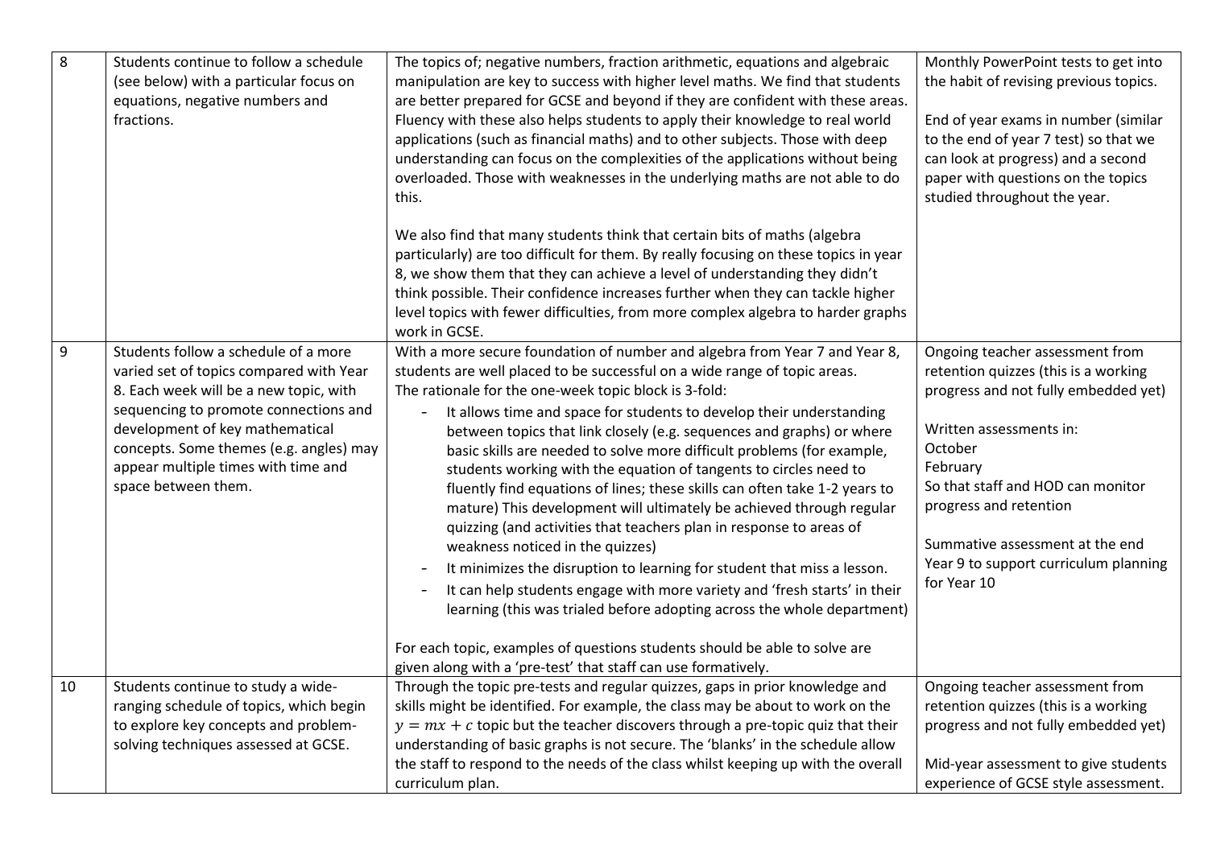| | | | |
|---|---|---|---|
| 8 | Students continue to follow a schedule (see below) with a particular focus on equations, negative numbers and fractions. | The topics of; negative numbers, fraction arithmetic, equations and algebraic manipulation are key to success with higher level maths. We find that students are better prepared for GCSE and beyond if they are confident with these areas. Fluency with these also helps students to apply their knowledge to real world applications (such as financial maths) and to other subjects. Those with deep understanding can focus on the complexities of the applications without being overloaded. Those with weaknesses in the underlying maths are not able to do this.<br><br>We also find that many students think that certain bits of maths (algebra particularly) are too difficult for them. By really focusing on these topics in year 8, we show them that they can achieve a level of understanding they didn't think possible. Their confidence increases further when they can tackle higher level topics with fewer difficulties, from more complex algebra to harder graphs work in GCSE. | Monthly PowerPoint tests to get into the habit of revising previous topics.<br><br>End of year exams in number (similar to the end of year 7 test) so that we can look at progress) and a second paper with questions on the topics studied throughout the year. |
| 9 | Students follow a schedule of a more varied set of topics compared with Year 8. Each week will be a new topic, with sequencing to promote connections and development of key mathematical concepts. Some themes (e.g. angles) may appear multiple times with time and space between them. | With a more secure foundation of number and algebra from Year 7 and Year 8, students are well placed to be successful on a wide range of topic areas. The rationale for the one-week topic block is 3-fold:<br>- It allows time and space for students to develop their understanding between topics that link closely (e.g. sequences and graphs) or where basic skills are needed to solve more difficult problems (for example, students working with the equation of tangents to circles need to fluently find equations of lines; these skills can often take 1-2 years to mature) This development will ultimately be achieved through regular quizzing (and activities that teachers plan in response to areas of weakness noticed in the quizzes)<br>- It minimizes the disruption to learning for student that miss a lesson.<br>- It can help students engage with more variety and 'fresh starts' in their learning (this was trialed before adopting across the whole department)<br><br>For each topic, examples of questions students should be able to solve are given along with a 'pre-test' that staff can use formatively. | Ongoing teacher assessment from retention quizzes (this is a working progress and not fully embedded yet)<br><br>Written assessments in:<br>October<br>February<br>So that staff and HOD can monitor progress and retention<br><br>Summative assessment at the end Year 9 to support curriculum planning for Year 10 |
| 10 | Students continue to study a wide-ranging schedule of topics, which begin to explore key concepts and problem-solving techniques assessed at GCSE. | Through the topic pre-tests and regular quizzes, gaps in prior knowledge and skills might be identified. For example, the class may be about to work on the $y = mx + c$ topic but the teacher discovers through a pre-topic quiz that their understanding of basic graphs is not secure. The 'blanks' in the schedule allow the staff to respond to the needs of the class whilst keeping up with the overall curriculum plan. | Ongoing teacher assessment from retention quizzes (this is a working progress and not fully embedded yet)<br><br>Mid-year assessment to give students experience of GCSE style assessment. |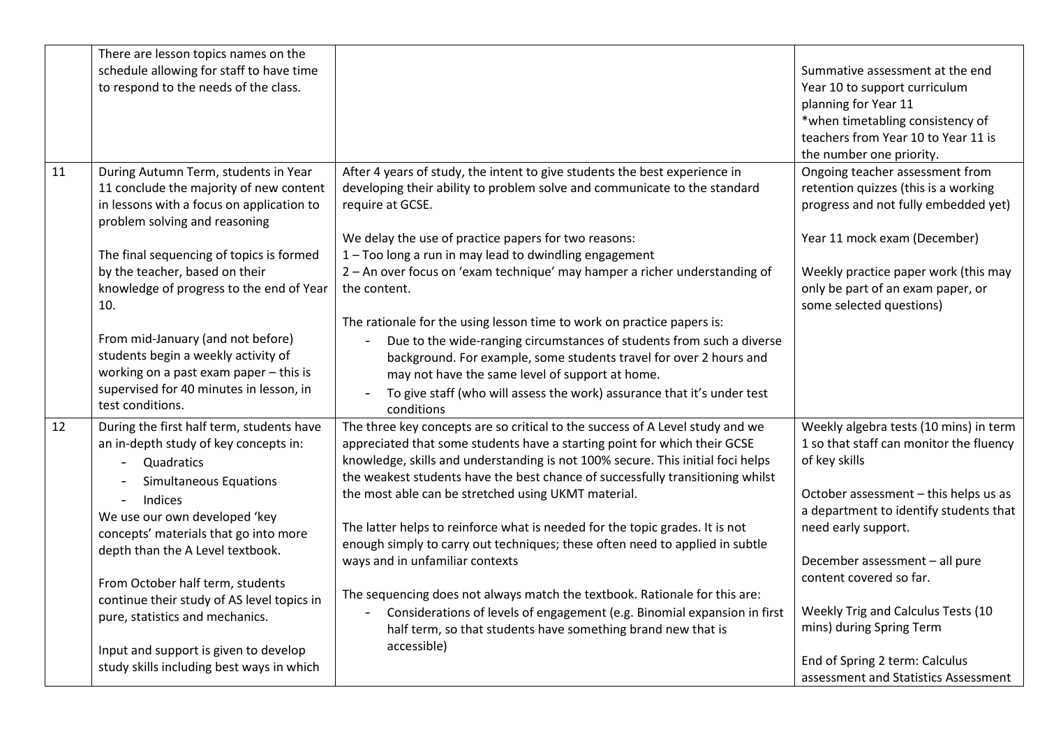| | | | |
|---|---|---|---|
| | There are lesson topics names on the schedule allowing for staff to have time to respond to the needs of the class. | | Summative assessment at the end Year 10 to support curriculum planning for Year 11<br>*when timetabling consistency of teachers from Year 10 to Year 11 is the number one priority. |
| 11 | During Autumn Term, students in Year 11 conclude the majority of new content in lessons with a focus on application to problem solving and reasoning<br><br>The final sequencing of topics is formed by the teacher, based on their knowledge of progress to the end of Year 10.<br><br>From mid-January (and not before) students begin a weekly activity of working on a past exam paper – this is supervised for 40 minutes in lesson, in test conditions. | After 4 years of study, the intent to give students the best experience in developing their ability to problem solve and communicate to the standard require at GCSE.<br><br>We delay the use of practice papers for two reasons:<br>1 – Too long a run in may lead to dwindling engagement<br>2 – An over focus on 'exam technique' may hamper a richer understanding of the content.<br><br>The rationale for the using lesson time to work on practice papers is:<br>- Due to the wide-ranging circumstances of students from such a diverse background. For example, some students travel for over 2 hours and may not have the same level of support at home.<br>- To give staff (who will assess the work) assurance that it's under test conditions | Ongoing teacher assessment from retention quizzes (this is a working progress and not fully embedded yet)<br><br>Year 11 mock exam (December)<br><br>Weekly practice paper work (this may only be part of an exam paper, or some selected questions) |
| 12 | During the first half term, students have an in-depth study of key concepts in:<br>- Quadratics<br>- Simultaneous Equations<br>- Indices<br>We use our own developed 'key concepts' materials that go into more depth than the A Level textbook.<br><br>From October half term, students continue their study of AS level topics in pure, statistics and mechanics.<br><br>Input and support is given to develop study skills including best ways in which | The three key concepts are so critical to the success of A Level study and we appreciated that some students have a starting point for which their GCSE knowledge, skills and understanding is not 100% secure. This initial foci helps the weakest students have the best chance of successfully transitioning whilst the most able can be stretched using UKMT material.<br><br>The latter helps to reinforce what is needed for the topic grades. It is not enough simply to carry out techniques; these often need to applied in subtle ways and in unfamiliar contexts<br><br>The sequencing does not always match the textbook. Rationale for this are:<br>- Considerations of levels of engagement (e.g. Binomial expansion in first half term, so that students have something brand new that is accessible) | Weekly algebra tests (10 mins) in term 1 so that staff can monitor the fluency of key skills<br><br>October assessment – this helps us as a department to identify students that need early support.<br><br>December assessment – all pure content covered so far.<br><br>Weekly Trig and Calculus Tests (10 mins) during Spring Term<br><br>End of Spring 2 term: Calculus assessment and Statistics Assessment |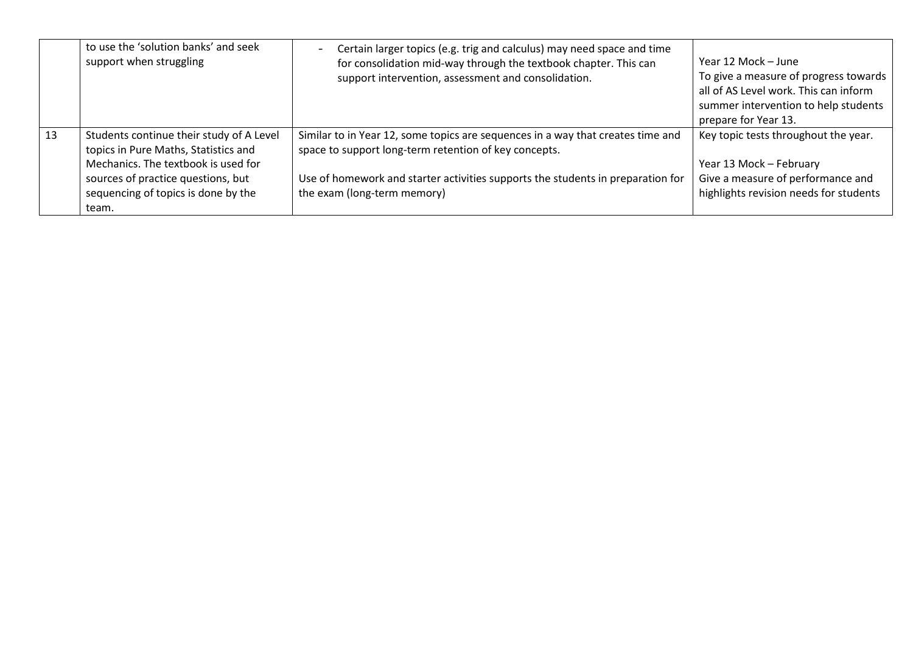| | | | |
|---|---|---|---|
| | to use the 'solution banks' and seek support when struggling | - Certain larger topics (e.g. trig and calculus) may need space and time for consolidation mid-way through the textbook chapter. This can support intervention, assessment and consolidation. | Year 12 Mock – June<br>To give a measure of progress towards all of AS Level work. This can inform summer intervention to help students prepare for Year 13. |
| 13 | Students continue their study of A Level topics in Pure Maths, Statistics and Mechanics. The textbook is used for sources of practice questions, but sequencing of topics is done by the team. | Similar to in Year 12, some topics are sequences in a way that creates time and space to support long-term retention of key concepts.<br><br>Use of homework and starter activities supports the students in preparation for the exam (long-term memory) | Key topic tests throughout the year.<br><br>Year 13 Mock – February<br>Give a measure of performance and highlights revision needs for students |